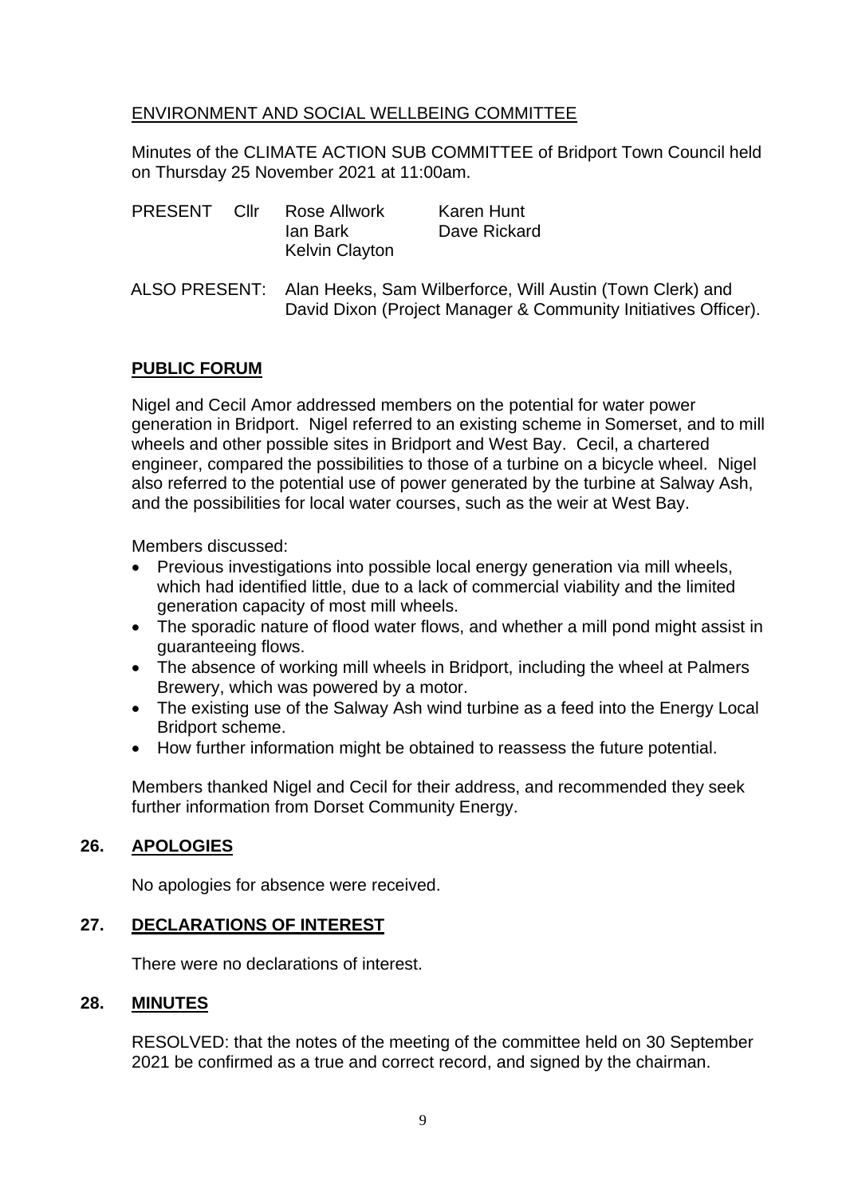ENVIRONMENT AND SOCIAL WELLBEING COMMITTEE

Minutes of the CLIMATE ACTION SUB COMMITTEE of Bridport Town Council held on Thursday 25 November 2021 at 11:00am.

| PRESENT | Cllr | Rose Allwork | Karen Hunt |
|---|---|---|---|
| | | Ian Bark | Dave Rickard |
| | | Kelvin Clayton | |

ALSO PRESENT: Alan Heeks, Sam Wilberforce, Will Austin (Town Clerk) and David Dixon (Project Manager & Community Initiatives Officer).

## PUBLIC FORUM

Nigel and Cecil Amor addressed members on the potential for water power generation in Bridport. Nigel referred to an existing scheme in Somerset, and to mill wheels and other possible sites in Bridport and West Bay. Cecil, a chartered engineer, compared the possibilities to those of a turbine on a bicycle wheel. Nigel also referred to the potential use of power generated by the turbine at Salway Ash, and the possibilities for local water courses, such as the weir at West Bay.

Members discussed:

- Previous investigations into possible local energy generation via mill wheels, which had identified little, due to a lack of commercial viability and the limited generation capacity of most mill wheels.
- The sporadic nature of flood water flows, and whether a mill pond might assist in guaranteeing flows.
- The absence of working mill wheels in Bridport, including the wheel at Palmers Brewery, which was powered by a motor.
- The existing use of the Salway Ash wind turbine as a feed into the Energy Local Bridport scheme.
- How further information might be obtained to reassess the future potential.

Members thanked Nigel and Cecil for their address, and recommended they seek further information from Dorset Community Energy.

## 26. APOLOGIES

No apologies for absence were received.

## 27. DECLARATIONS OF INTEREST

There were no declarations of interest.

## 28. MINUTES

RESOLVED: that the notes of the meeting of the committee held on 30 September 2021 be confirmed as a true and correct record, and signed by the chairman.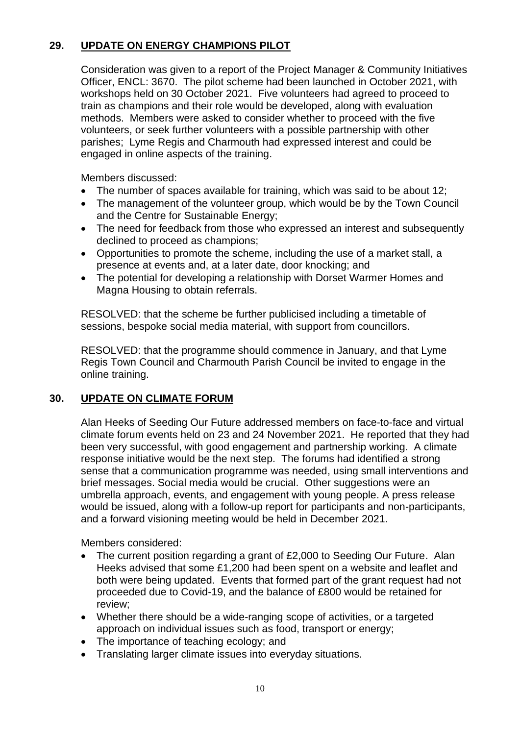## 29. UPDATE ON ENERGY CHAMPIONS PILOT

Consideration was given to a report of the Project Manager & Community Initiatives Officer, ENCL: 3670. The pilot scheme had been launched in October 2021, with workshops held on 30 October 2021. Five volunteers had agreed to proceed to train as champions and their role would be developed, along with evaluation methods. Members were asked to consider whether to proceed with the five volunteers, or seek further volunteers with a possible partnership with other parishes; Lyme Regis and Charmouth had expressed interest and could be engaged in online aspects of the training.

Members discussed:

- The number of spaces available for training, which was said to be about 12;
- The management of the volunteer group, which would be by the Town Council and the Centre for Sustainable Energy;
- The need for feedback from those who expressed an interest and subsequently declined to proceed as champions;
- Opportunities to promote the scheme, including the use of a market stall, a presence at events and, at a later date, door knocking; and
- The potential for developing a relationship with Dorset Warmer Homes and Magna Housing to obtain referrals.

RESOLVED: that the scheme be further publicised including a timetable of sessions, bespoke social media material, with support from councillors.

RESOLVED: that the programme should commence in January, and that Lyme Regis Town Council and Charmouth Parish Council be invited to engage in the online training.

## 30. UPDATE ON CLIMATE FORUM

Alan Heeks of Seeding Our Future addressed members on face-to-face and virtual climate forum events held on 23 and 24 November 2021. He reported that they had been very successful, with good engagement and partnership working. A climate response initiative would be the next step. The forums had identified a strong sense that a communication programme was needed, using small interventions and brief messages. Social media would be crucial. Other suggestions were an umbrella approach, events, and engagement with young people. A press release would be issued, along with a follow-up report for participants and non-participants, and a forward visioning meeting would be held in December 2021.

Members considered:

- The current position regarding a grant of £2,000 to Seeding Our Future. Alan Heeks advised that some £1,200 had been spent on a website and leaflet and both were being updated. Events that formed part of the grant request had not proceeded due to Covid-19, and the balance of £800 would be retained for review;
- Whether there should be a wide-ranging scope of activities, or a targeted approach on individual issues such as food, transport or energy;
- The importance of teaching ecology; and
- Translating larger climate issues into everyday situations.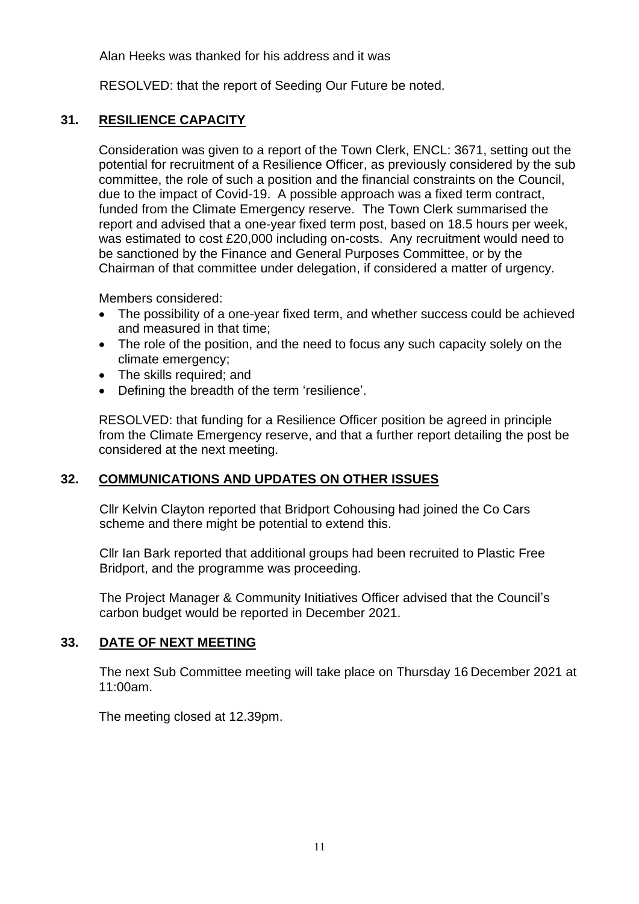Alan Heeks was thanked for his address and it was

RESOLVED: that the report of Seeding Our Future be noted.

## 31. RESILIENCE CAPACITY

Consideration was given to a report of the Town Clerk, ENCL: 3671, setting out the potential for recruitment of a Resilience Officer, as previously considered by the sub committee, the role of such a position and the financial constraints on the Council, due to the impact of Covid-19. A possible approach was a fixed term contract, funded from the Climate Emergency reserve. The Town Clerk summarised the report and advised that a one-year fixed term post, based on 18.5 hours per week, was estimated to cost £20,000 including on-costs. Any recruitment would need to be sanctioned by the Finance and General Purposes Committee, or by the Chairman of that committee under delegation, if considered a matter of urgency.

Members considered:

- The possibility of a one-year fixed term, and whether success could be achieved and measured in that time;
- The role of the position, and the need to focus any such capacity solely on the climate emergency;
- The skills required; and
- Defining the breadth of the term 'resilience'.

RESOLVED: that funding for a Resilience Officer position be agreed in principle from the Climate Emergency reserve, and that a further report detailing the post be considered at the next meeting.

## 32. COMMUNICATIONS AND UPDATES ON OTHER ISSUES

Cllr Kelvin Clayton reported that Bridport Cohousing had joined the Co Cars scheme and there might be potential to extend this.

Cllr Ian Bark reported that additional groups had been recruited to Plastic Free Bridport, and the programme was proceeding.

The Project Manager & Community Initiatives Officer advised that the Council's carbon budget would be reported in December 2021.

## 33. DATE OF NEXT MEETING

The next Sub Committee meeting will take place on Thursday 16 December 2021 at 11:00am.

The meeting closed at 12.39pm.